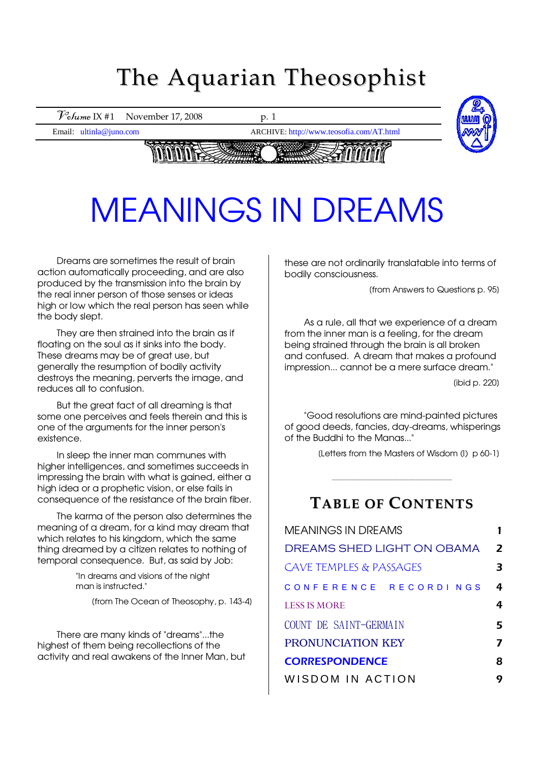# The Aquarian Theosophist

Volume IX #1 November 17, 2008

Email: ultinla@juno.com ARCHIVE: http://www.teosofia.com/AT.html

# MEANINGS IN DREAMS

Dreams are sometimes the result of brain action automatically proceeding, and are also produced by the transmission into the brain by the real inner person of those senses or ideas high or low which the real person has seen while the body slept.

They are then strained into the brain as if floating on the soul as it sinks into the body. These dreams may be of great use, but generally the resumption of bodily activity destroys the meaning, perverts the image, and reduces all to confusion.

But the great fact of all dreaming is that some one perceives and feels therein and this is one of the arguments for the inner person's existence.

In sleep the inner man communes with higher intelligences, and sometimes succeeds in impressing the brain with what is gained, either a high idea or a prophetic vision, or else fails in consequence of the resistance of the brain fiber.

The karma of the person also determines the meaning of a dream, for a kind may dream that which relates to his kingdom, which the same thing dreamed by a citizen relates to nothing of temporal consequence. But, as said by Job:

> "In dreams and visions of the night
> man is instructed."

(from The Ocean of Theosophy, p. 143-4)

There are many kinds of "dreams"...the highest of them being recollections of the activity and real awakens of the Inner Man, but these are not ordinarily translatable into terms of bodily consciousness.

(from Answers to Questions p. 95)

As a rule, all that we experience of a dream from the inner man is a feeling, for the dream being strained through the brain is all broken and confused. A dream that makes a profound impression... cannot be a mere surface dream."

(ibid p. 220)

"Good resolutions are mind-painted pictures of good deeds, fancies, day-dreams, whisperings of the Buddhi to the Manas..."

(Letters from the Masters of Wisdom (I) p 60-1)

---

## TABLE OF CONTENTS

| | |
|---|---|
| MEANINGS IN DREAMS | 1 |
| DREAMS SHED LIGHT ON OBAMA | 2 |
| CAVE TEMPLES & PASSAGES | 3 |
| CONFERENCE RECORDINGS | 4 |
| LESS IS MORE | 4 |
| COUNT DE SAINT-GERMAIN | 5 |
| PRONUNCIATION KEY | 7 |
| CORRESPONDENCE | 8 |
| WISDOM IN ACTION | 9 |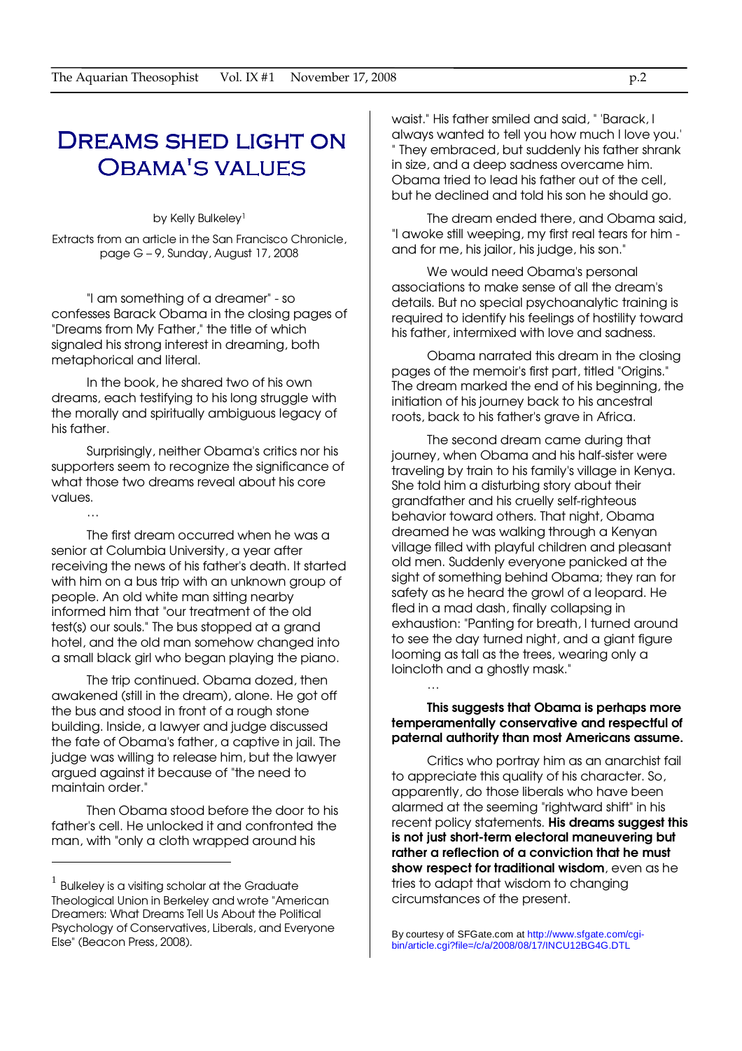# Dreams shed light on Obama's values

by Kelly Bulkeley[1]

Extracts from an article in the San Francisco Chronicle, page G – 9, Sunday, August 17, 2008

"I am something of a dreamer" - so confesses Barack Obama in the closing pages of "Dreams from My Father," the title of which signaled his strong interest in dreaming, both metaphorical and literal.

In the book, he shared two of his own dreams, each testifying to his long struggle with the morally and spiritually ambiguous legacy of his father.

Surprisingly, neither Obama's critics nor his supporters seem to recognize the significance of what those two dreams reveal about his core values.

…

The first dream occurred when he was a senior at Columbia University, a year after receiving the news of his father's death. It started with him on a bus trip with an unknown group of people. An old white man sitting nearby informed him that "our treatment of the old test(s) our souls." The bus stopped at a grand hotel, and the old man somehow changed into a small black girl who began playing the piano.

The trip continued. Obama dozed, then awakened (still in the dream), alone. He got off the bus and stood in front of a rough stone building. Inside, a lawyer and judge discussed the fate of Obama's father, a captive in jail. The judge was willing to release him, but the lawyer argued against it because of "the need to maintain order."

Then Obama stood before the door to his father's cell. He unlocked it and confronted the man, with "only a cloth wrapped around his waist." His father smiled and said, " 'Barack, I always wanted to tell you how much I love you.' " They embraced, but suddenly his father shrank in size, and a deep sadness overcame him. Obama tried to lead his father out of the cell, but he declined and told his son he should go.

The dream ended there, and Obama said, "I awoke still weeping, my first real tears for him - and for me, his jailor, his judge, his son."

We would need Obama's personal associations to make sense of all the dream's details. But no special psychoanalytic training is required to identify his feelings of hostility toward his father, intermixed with love and sadness.

Obama narrated this dream in the closing pages of the memoir's first part, titled "Origins." The dream marked the end of his beginning, the initiation of his journey back to his ancestral roots, back to his father's grave in Africa.

The second dream came during that journey, when Obama and his half-sister were traveling by train to his family's village in Kenya. She told him a disturbing story about their grandfather and his cruelly self-righteous behavior toward others. That night, Obama dreamed he was walking through a Kenyan village filled with playful children and pleasant old men. Suddenly everyone panicked at the sight of something behind Obama; they ran for safety as he heard the growl of a leopard. He fled in a mad dash, finally collapsing in exhaustion: "Panting for breath, I turned around to see the day turned night, and a giant figure looming as tall as the trees, wearing only a loincloth and a ghostly mask."

…

**This suggests that Obama is perhaps more temperamentally conservative and respectful of paternal authority than most Americans assume.**

Critics who portray him as an anarchist fail to appreciate this quality of his character. So, apparently, do those liberals who have been alarmed at the seeming "rightward shift" in his recent policy statements. **His dreams suggest this is not just short-term electoral maneuvering but rather a reflection of a conviction that he must show respect for traditional wisdom**, even as he tries to adapt that wisdom to changing circumstances of the present.

By courtesy of SFGate.com at http://www.sfgate.com/cgi-bin/article.cgi?file=/c/a/2008/08/17/INCU12BG4G.DTL

---

[1] Bulkeley is a visiting scholar at the Graduate Theological Union in Berkeley and wrote "American Dreamers: What Dreams Tell Us About the Political Psychology of Conservatives, Liberals, and Everyone Else" (Beacon Press, 2008).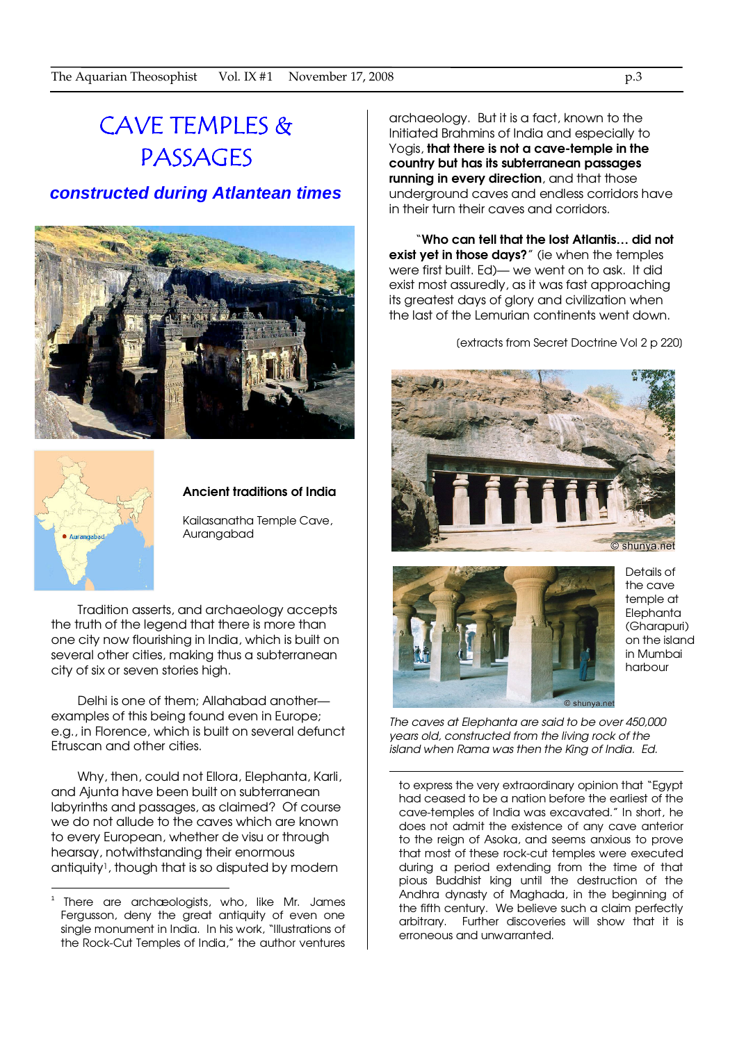# CAVE TEMPLES & PASSAGES

## *constructed during Atlantean times*

**Ancient traditions of India**

Kailasanatha Temple Cave, Aurangabad

Aurangabad

Tradition asserts, and archaeology accepts the truth of the legend that there is more than one city now flourishing in India, which is built on several other cities, making thus a subterranean city of six or seven stories high.

Delhi is one of them; Allahabad another—examples of this being found even in Europe; e.g., in Florence, which is built on several defunct Etruscan and other cities.

Why, then, could not Ellora, Elephanta, Karli, and Ajunta have been built on subterranean labyrinths and passages, as claimed? Of course we do not allude to the caves which are known to every European, whether de visu or through hearsay, notwithstanding their enormous antiquity[1], though that is so disputed by modern archaeology. But it is a fact, known to the Initiated Brahmins of India and especially to Yogis, **that there is not a cave-temple in the country but has its subterranean passages running in every direction**, and that those underground caves and endless corridors have in their turn their caves and corridors.

"**Who can tell that the lost Atlantis… did not exist yet in those days?**" (ie when the temples were first built. Ed)— we went on to ask. It did exist most assuredly, as it was fast approaching its greatest days of glory and civilization when the last of the Lemurian continents went down.

(extracts from Secret Doctrine Vol 2 p 220)

© shunya.net

© shunya.net

Details of the cave temple at Elephanta (Gharapuri) on the island in Mumbai harbour

*The caves at Elephanta are said to be over 450,000 years old, constructed from the living rock of the island when Rama was then the King of India. Ed.*

---

[1] There are archæologists, who, like Mr. James Fergusson, deny the great antiquity of even one single monument in India. In his work, "Illustrations of the Rock-Cut Temples of India," the author ventures to express the very extraordinary opinion that "Egypt had ceased to be a nation before the earliest of the cave-temples of India was excavated." In short, he does not admit the existence of any cave anterior to the reign of Asoka, and seems anxious to prove that most of these rock-cut temples were executed during a period extending from the time of that pious Buddhist king until the destruction of the Andhra dynasty of Maghada, in the beginning of the fifth century. We believe such a claim perfectly arbitrary. Further discoveries will show that it is erroneous and unwarranted.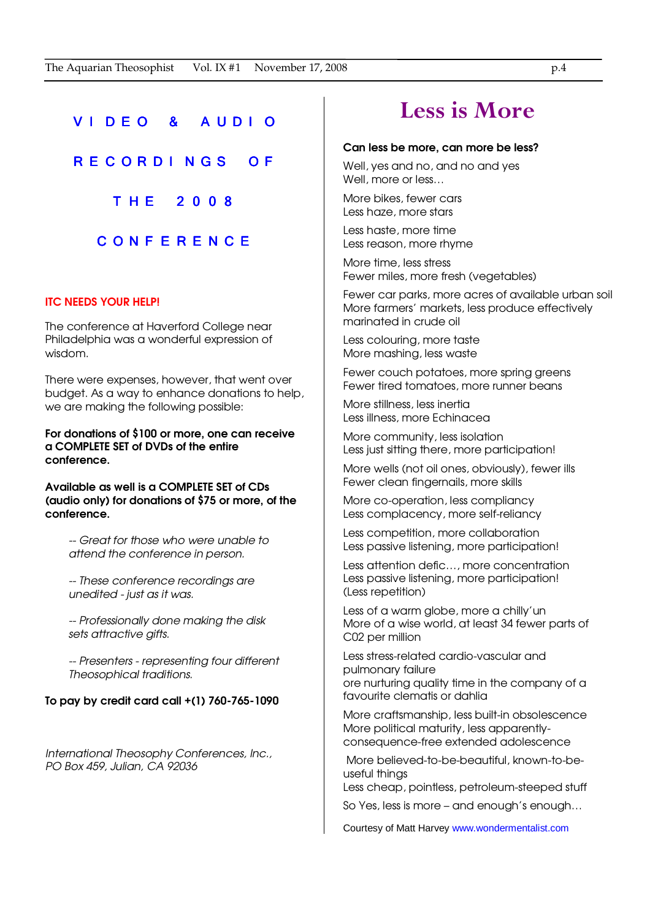## VIDEO & AUDIO RECORDINGS OF THE 2008 CONFERENCE

**ITC NEEDS YOUR HELP!**

The conference at Haverford College near Philadelphia was a wonderful expression of wisdom.

There were expenses, however, that went over budget. As a way to enhance donations to help, we are making the following possible:

**For donations of $100 or more, one can receive a COMPLETE SET of DVDs of the entire conference.**

**Available as well is a COMPLETE SET of CDs (audio only) for donations of $75 or more, of the conference.**

*-- Great for those who were unable to attend the conference in person.*

*-- These conference recordings are unedited - just as it was.*

*-- Professionally done making the disk sets attractive gifts.*

*-- Presenters - representing four different Theosophical traditions.*

**To pay by credit card call +(1) 760-765-1090**

*International Theosophy Conferences, Inc., PO Box 459, Julian, CA 92036*

# Less is More

**Can less be more, can more be less?**

Well, yes and no, and no and yes
Well, more or less…

More bikes, fewer cars
Less haze, more stars

Less haste, more time
Less reason, more rhyme

More time, less stress
Fewer miles, more fresh (vegetables)

Fewer car parks, more acres of available urban soil
More farmers' markets, less produce effectively marinated in crude oil

Less colouring, more taste
More mashing, less waste

Fewer couch potatoes, more spring greens
Fewer tired tomatoes, more runner beans

More stillness, less inertia
Less illness, more Echinacea

More community, less isolation
Less just sitting there, more participation!

More wells (not oil ones, obviously), fewer ills
Fewer clean fingernails, more skills

More co-operation, less compliancy
Less complacency, more self-reliancy

Less competition, more collaboration
Less passive listening, more participation!

Less attention defic…, more concentration
Less passive listening, more participation!
(Less repetition)

Less of a warm globe, more a chilly'un
More of a wise world, at least 34 fewer parts of C02 per million

Less stress-related cardio-vascular and pulmonary failure
ore nurturing quality time in the company of a favourite clematis or dahlia

More craftsmanship, less built-in obsolescence
More political maturity, less apparently-consequence-free extended adolescence

More believed-to-be-beautiful, known-to-be-useful things
Less cheap, pointless, petroleum-steeped stuff

So Yes, less is more – and enough's enough…

Courtesy of Matt Harvey www.wondermentalist.com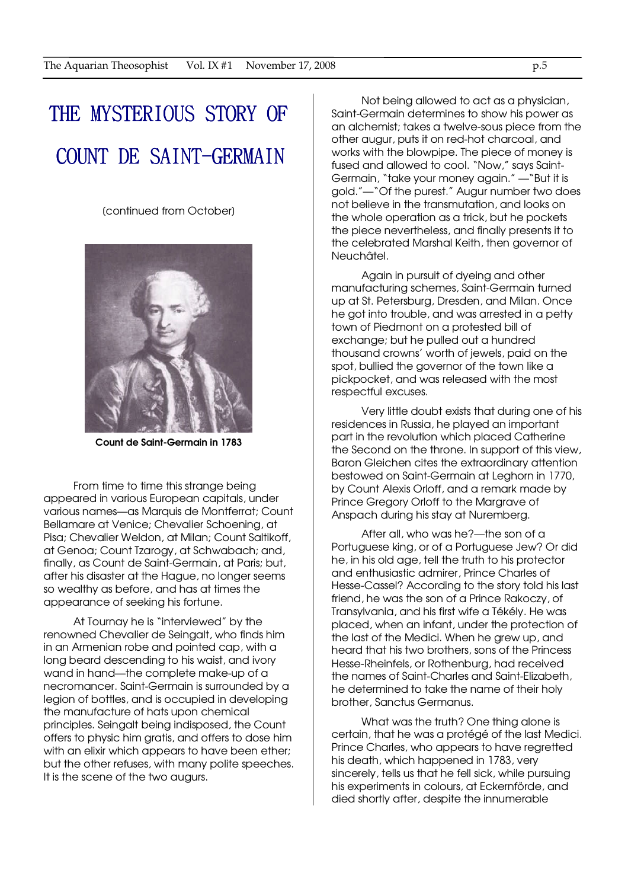# THE MYSTERIOUS STORY OF COUNT DE SAINT-GERMAIN

(continued from October)

**Count de Saint-Germain in 1783**

From time to time this strange being appeared in various European capitals, under various names—as Marquis de Montferrat; Count Bellamare at Venice; Chevalier Schoening, at Pisa; Chevalier Weldon, at Milan; Count Saltikoff, at Genoa; Count Tzarogy, at Schwabach; and, finally, as Count de Saint-Germain, at Paris; but, after his disaster at the Hague, no longer seems so wealthy as before, and has at times the appearance of seeking his fortune.

At Tournay he is "interviewed" by the renowned Chevalier de Seingalt, who finds him in an Armenian robe and pointed cap, with a long beard descending to his waist, and ivory wand in hand—the complete make-up of a necromancer. Saint-Germain is surrounded by a legion of bottles, and is occupied in developing the manufacture of hats upon chemical principles. Seingalt being indisposed, the Count offers to physic him gratis, and offers to dose him with an elixir which appears to have been ether; but the other refuses, with many polite speeches. It is the scene of the two augurs.

Not being allowed to act as a physician, Saint-Germain determines to show his power as an alchemist; takes a twelve-sous piece from the other augur, puts it on red-hot charcoal, and works with the blowpipe. The piece of money is fused and allowed to cool. "Now," says Saint-Germain, "take your money again." —"But it is gold."—"Of the purest." Augur number two does not believe in the transmutation, and looks on the whole operation as a trick, but he pockets the piece nevertheless, and finally presents it to the celebrated Marshal Keith, then governor of Neuchâtel.

Again in pursuit of dyeing and other manufacturing schemes, Saint-Germain turned up at St. Petersburg, Dresden, and Milan. Once he got into trouble, and was arrested in a petty town of Piedmont on a protested bill of exchange; but he pulled out a hundred thousand crowns' worth of jewels, paid on the spot, bullied the governor of the town like a pickpocket, and was released with the most respectful excuses.

Very little doubt exists that during one of his residences in Russia, he played an important part in the revolution which placed Catherine the Second on the throne. In support of this view, Baron Gleichen cites the extraordinary attention bestowed on Saint-Germain at Leghorn in 1770, by Count Alexis Orloff, and a remark made by Prince Gregory Orloff to the Margrave of Anspach during his stay at Nuremberg.

After all, who was he?—the son of a Portuguese king, or of a Portuguese Jew? Or did he, in his old age, tell the truth to his protector and enthusiastic admirer, Prince Charles of Hesse-Cassel? According to the story told his last friend, he was the son of a Prince Rakoczy, of Transylvania, and his first wife a Tékély. He was placed, when an infant, under the protection of the last of the Medici. When he grew up, and heard that his two brothers, sons of the Princess Hesse-Rheinfels, or Rothenburg, had received the names of Saint-Charles and Saint-Elizabeth, he determined to take the name of their holy brother, Sanctus Germanus.

What was the truth? One thing alone is certain, that he was a protégé of the last Medici. Prince Charles, who appears to have regretted his death, which happened in 1783, very sincerely, tells us that he fell sick, while pursuing his experiments in colours, at Eckernförde, and died shortly after, despite the innumerable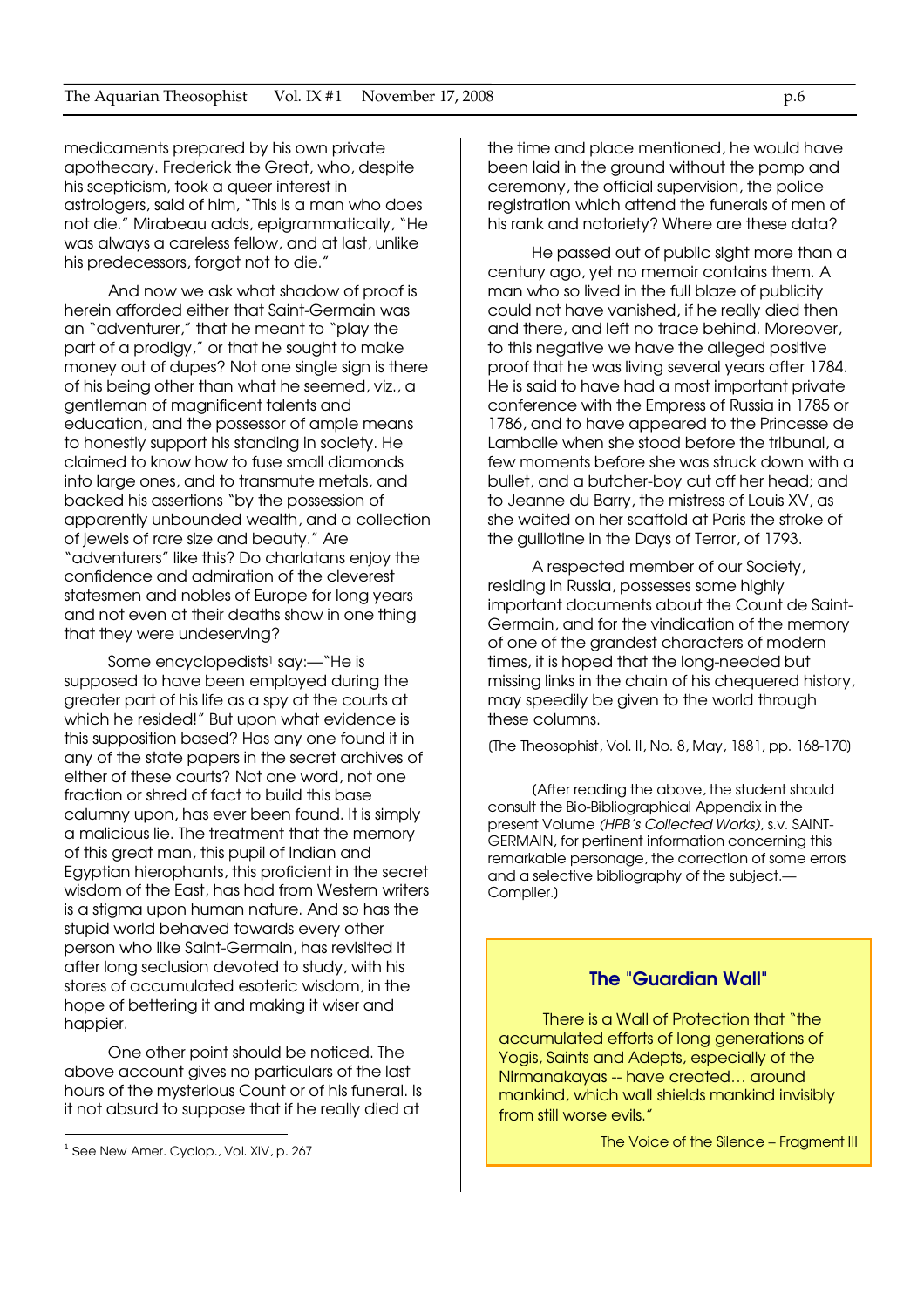medicaments prepared by his own private apothecary. Frederick the Great, who, despite his scepticism, took a queer interest in astrologers, said of him, "This is a man who does not die." Mirabeau adds, epigrammatically, "He was always a careless fellow, and at last, unlike his predecessors, forgot not to die."

And now we ask what shadow of proof is herein afforded either that Saint-Germain was an "adventurer," that he meant to "play the part of a prodigy," or that he sought to make money out of dupes? Not one single sign is there of his being other than what he seemed, viz., a gentleman of magnificent talents and education, and the possessor of ample means to honestly support his standing in society. He claimed to know how to fuse small diamonds into large ones, and to transmute metals, and backed his assertions "by the possession of apparently unbounded wealth, and a collection of jewels of rare size and beauty." Are "adventurers" like this? Do charlatans enjoy the confidence and admiration of the cleverest statesmen and nobles of Europe for long years and not even at their deaths show in one thing that they were undeserving?

Some encyclopedists[1] say:—"He is supposed to have been employed during the greater part of his life as a spy at the courts at which he resided!" But upon what evidence is this supposition based? Has any one found it in any of the state papers in the secret archives of either of these courts? Not one word, not one fraction or shred of fact to build this base calumny upon, has ever been found. It is simply a malicious lie. The treatment that the memory of this great man, this pupil of Indian and Egyptian hierophants, this proficient in the secret wisdom of the East, has had from Western writers is a stigma upon human nature. And so has the stupid world behaved towards every other person who like Saint-Germain, has revisited it after long seclusion devoted to study, with his stores of accumulated esoteric wisdom, in the hope of bettering it and making it wiser and happier.

One other point should be noticed. The above account gives no particulars of the last hours of the mysterious Count or of his funeral. Is it not absurd to suppose that if he really died at the time and place mentioned, he would have been laid in the ground without the pomp and ceremony, the official supervision, the police registration which attend the funerals of men of his rank and notoriety? Where are these data?

He passed out of public sight more than a century ago, yet no memoir contains them. A man who so lived in the full blaze of publicity could not have vanished, if he really died then and there, and left no trace behind. Moreover, to this negative we have the alleged positive proof that he was living several years after 1784. He is said to have had a most important private conference with the Empress of Russia in 1785 or 1786, and to have appeared to the Princesse de Lamballe when she stood before the tribunal, a few moments before she was struck down with a bullet, and a butcher-boy cut off her head; and to Jeanne du Barry, the mistress of Louis XV, as she waited on her scaffold at Paris the stroke of the guillotine in the Days of Terror, of 1793.

A respected member of our Society, residing in Russia, possesses some highly important documents about the Count de Saint-Germain, and for the vindication of the memory of one of the grandest characters of modern times, it is hoped that the long-needed but missing links in the chain of his chequered history, may speedily be given to the world through these columns.

(The Theosophist, Vol. II, No. 8, May, 1881, pp. 168-170)

(After reading the above, the student should consult the Bio-Bibliographical Appendix in the present Volume *(HPB's Collected Works)*, s.v. SAINT-GERMAIN, for pertinent information concerning this remarkable personage, the correction of some errors and a selective bibliography of the subject.—Compiler.)

[1] See New Amer. Cyclop., Vol. XIV, p. 267

## The "Guardian Wall"

There is a Wall of Protection that "the accumulated efforts of long generations of Yogis, Saints and Adepts, especially of the Nirmanakayas -- have created… around mankind, which wall shields mankind invisibly from still worse evils."

The Voice of the Silence – Fragment III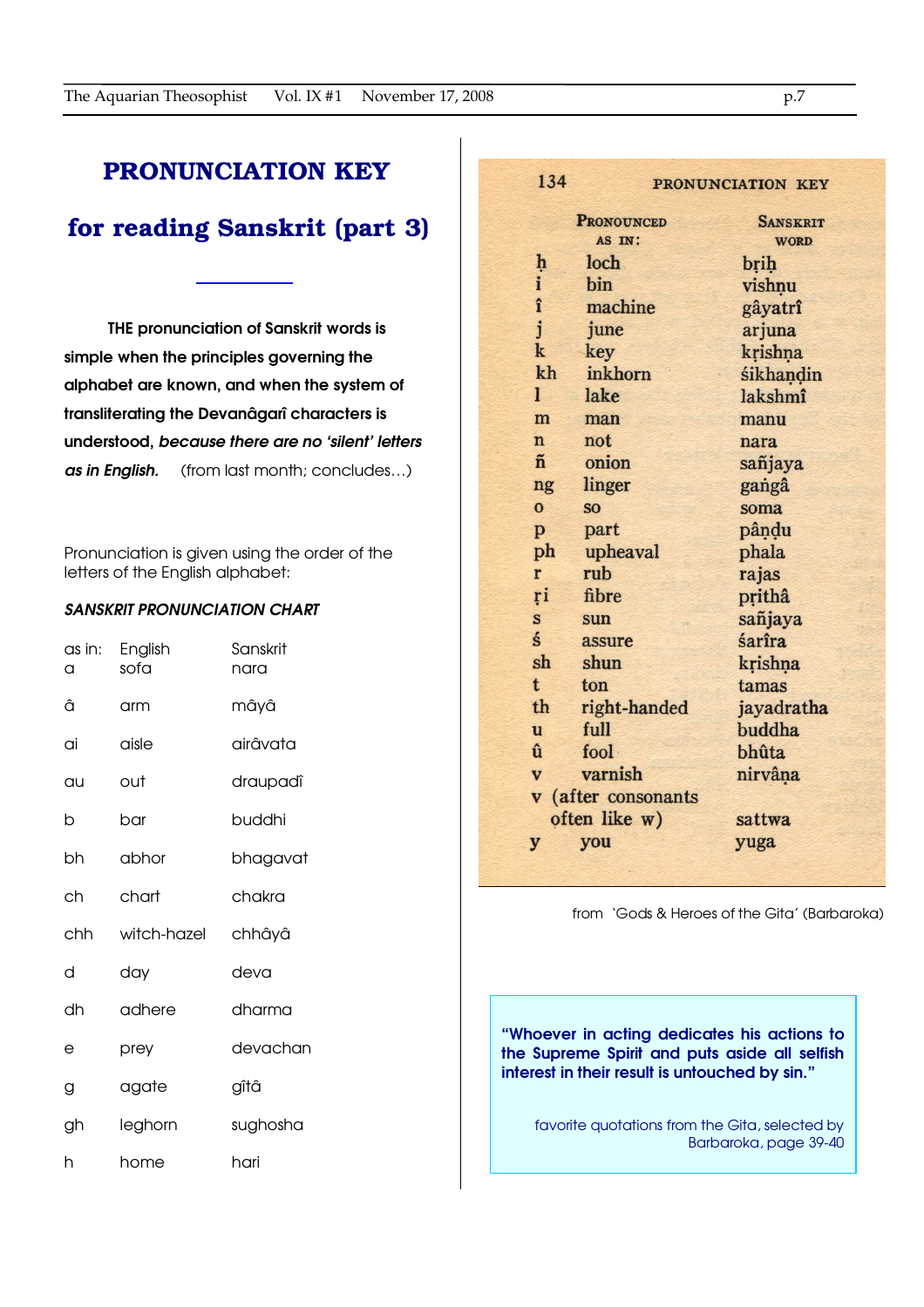# PRONUNCIATION KEY

## for reading Sanskrit (part 3)

**THE pronunciation of Sanskrit words is simple when the principles governing the alphabet are known, and when the system of transliterating the Devanâgarî characters is understood, *because there are no 'silent' letters as in English.*** (from last month; concludes…)

Pronunciation is given using the order of the letters of the English alphabet:

***SANSKRIT PRONUNCIATION CHART***

| as in: | English | Sanskrit |
|---|---|---|
| a | sofa | nara |
| â | arm | mâyâ |
| ai | aisle | airâvata |
| au | out | draupadî |
| b | bar | buddhi |
| bh | abhor | bhagavat |
| ch | chart | chakra |
| chh | witch-hazel | chhâyâ |
| d | day | deva |
| dh | adhere | dharma |
| e | prey | devachan |
| g | agate | gîtâ |
| gh | leghorn | sughosha |
| h | home | hari |

134 PRONUNCIATION KEY

| | Pronounced as in: | Sanskrit word |
|---|---|---|
| ḥ | loch | bṛiḥ |
| i | bin | vishṇu |
| î | machine | gâyatrî |
| j | june | arjuna |
| k | key | kṛishṇa |
| kh | inkhorn | śikhaṇḍin |
| l | lake | lakshmî |
| m | man | manu |
| n | not | nara |
| ñ | onion | sañjaya |
| ng | linger | gaṅgâ |
| o | so | soma |
| p | part | pâṇḍu |
| ph | upheaval | phala |
| r | rub | rajas |
| ṛi | fibre | pṛithâ |
| s | sun | sañjaya |
| ś | assure | śarîra |
| sh | shun | kṛishṇa |
| t | ton | tamas |
| th | right-handed | jayadratha |
| u | full | buddha |
| û | fool | bhûta |
| v | varnish | nirvâṇa |
| v (after consonants often like w) | | sattwa |
| y | you | yuga |

from 'Gods & Heroes of the Gita' (Barbaroka)

**"Whoever in acting dedicates his actions to the Supreme Spirit and puts aside all selfish interest in their result is untouched by sin."**

favorite quotations from the Gita, selected by Barbaroka, page 39-40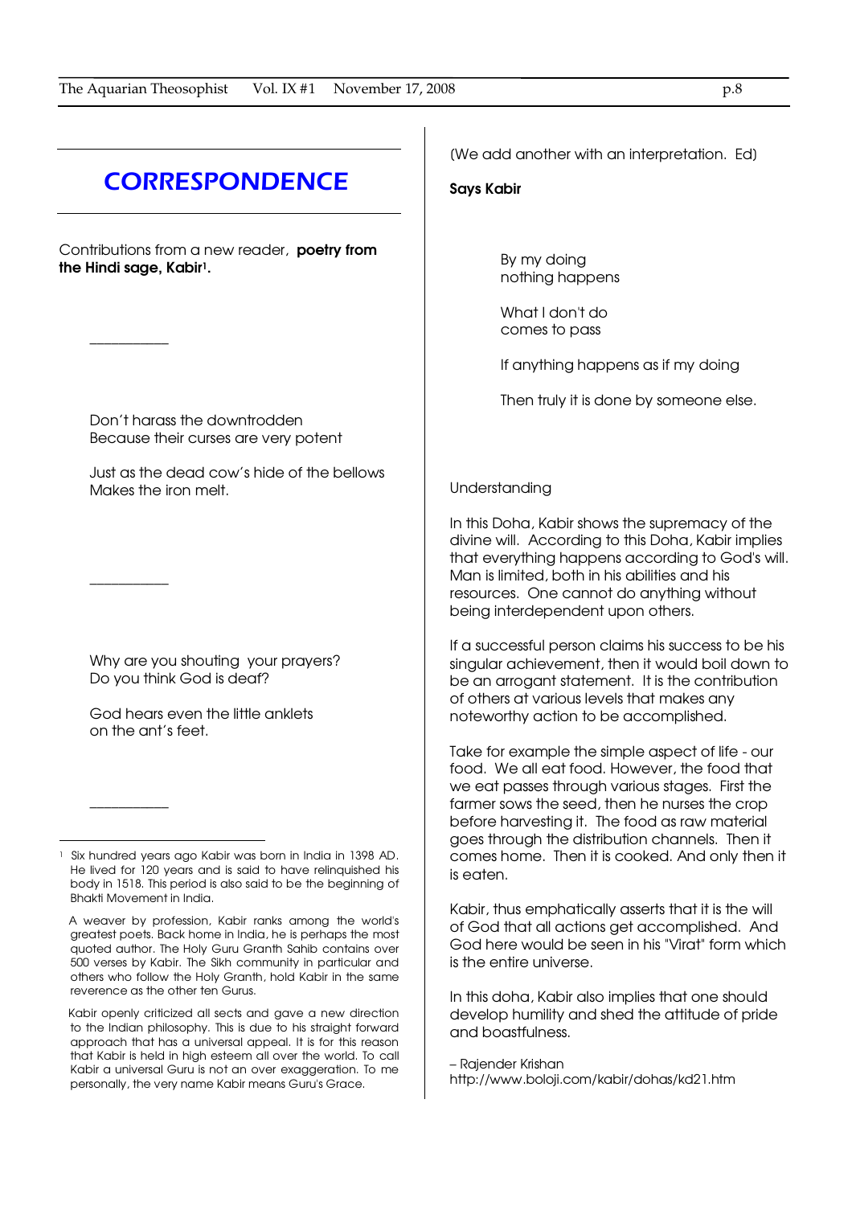# CORRESPONDENCE

Contributions from a new reader, **poetry from the Hindi sage, Kabir**[1].

---

Don't harass the downtrodden
Because their curses are very potent

Just as the dead cow's hide of the bellows
Makes the iron melt.

---

Why are you shouting your prayers?
Do you think God is deaf?

God hears even the little anklets
on the ant's feet.

---

(We add another with an interpretation. Ed)

**Says Kabir**

By my doing
nothing happens

What I don't do
comes to pass

If anything happens as if my doing

Then truly it is done by someone else.

Understanding

In this Doha, Kabir shows the supremacy of the divine will. According to this Doha, Kabir implies that everything happens according to God's will. Man is limited, both in his abilities and his resources. One cannot do anything without being interdependent upon others.

If a successful person claims his success to be his singular achievement, then it would boil down to be an arrogant statement. It is the contribution of others at various levels that makes any noteworthy action to be accomplished.

Take for example the simple aspect of life - our food. We all eat food. However, the food that we eat passes through various stages. First the farmer sows the seed, then he nurses the crop before harvesting it. The food as raw material goes through the distribution channels. Then it comes home. Then it is cooked. And only then it is eaten.

Kabir, thus emphatically asserts that it is the will of God that all actions get accomplished. And God here would be seen in his "Virat" form which is the entire universe.

In this doha, Kabir also implies that one should develop humility and shed the attitude of pride and boastfulness.

– Rajender Krishan
http://www.boloji.com/kabir/dohas/kd21.htm

---

[1] Six hundred years ago Kabir was born in India in 1398 AD. He lived for 120 years and is said to have relinquished his body in 1518. This period is also said to be the beginning of Bhakti Movement in India.

A weaver by profession, Kabir ranks among the world's greatest poets. Back home in India, he is perhaps the most quoted author. The Holy Guru Granth Sahib contains over 500 verses by Kabir. The Sikh community in particular and others who follow the Holy Granth, hold Kabir in the same reverence as the other ten Gurus.

Kabir openly criticized all sects and gave a new direction to the Indian philosophy. This is due to his straight forward approach that has a universal appeal. It is for this reason that Kabir is held in high esteem all over the world. To call Kabir a universal Guru is not an over exaggeration. To me personally, the very name Kabir means Guru's Grace.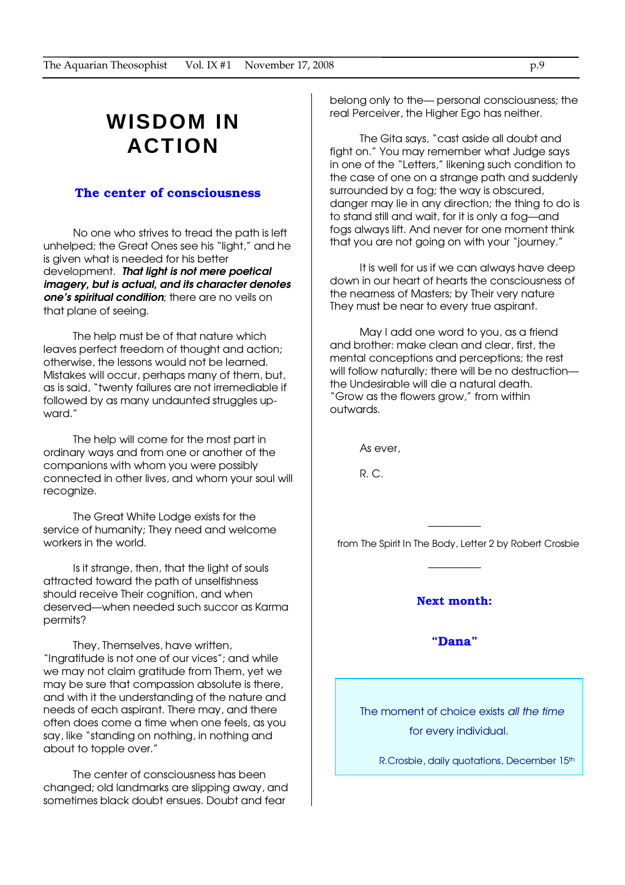# WISDOM IN ACTION

## The center of consciousness

No one who strives to tread the path is left unhelped; the Great Ones see his "light," and he is given what is needed for his better development. ***That light is not mere poetical imagery, but is actual, and its character denotes one's spiritual condition***; there are no veils on that plane of seeing.

The help must be of that nature which leaves perfect freedom of thought and action; otherwise, the lessons would not be learned. Mistakes will occur, perhaps many of them, but, as is said, "twenty failures are not irremediable if followed by as many undaunted struggles upward."

The help will come for the most part in ordinary ways and from one or another of the companions with whom you were possibly connected in other lives, and whom your soul will recognize.

The Great White Lodge exists for the service of humanity; They need and welcome workers in the world.

Is it strange, then, that the light of souls attracted toward the path of unselfishness should receive Their cognition, and when deserved—when needed such succor as Karma permits?

They, Themselves, have written, "Ingratitude is not one of our vices"; and while we may not claim gratitude from Them, yet we may be sure that compassion absolute is there, and with it the understanding of the nature and needs of each aspirant. There may, and there often does come a time when one feels, as you say, like "standing on nothing, in nothing and about to topple over."

The center of consciousness has been changed; old landmarks are slipping away, and sometimes black doubt ensues. Doubt and fear belong only to the— personal consciousness; the real Perceiver, the Higher Ego has neither.

The Gita says, "cast aside all doubt and fight on." You may remember what Judge says in one of the "Letters," likening such condition to the case of one on a strange path and suddenly surrounded by a fog; the way is obscured, danger may lie in any direction; the thing to do is to stand still and wait, for it is only a fog—and fogs always lift. And never for one moment think that you are not going on with your "journey."

It is well for us if we can always have deep down in our heart of hearts the consciousness of the nearness of Masters; by Their very nature They must be near to every true aspirant.

May I add one word to you, as a friend and brother: make clean and clear, first, the mental conceptions and perceptions; the rest will follow naturally; there will be no destruction—the Undesirable will die a natural death. "Grow as the flowers grow," from within outwards.

As ever,

R. C.

---

from The Spirit In The Body, Letter 2 by Robert Crosbie

---

**Next month:**

**"Dana"**

> The moment of choice exists *all the time* for every individual.
>
> R.Crosbie, daily quotations, December 15th